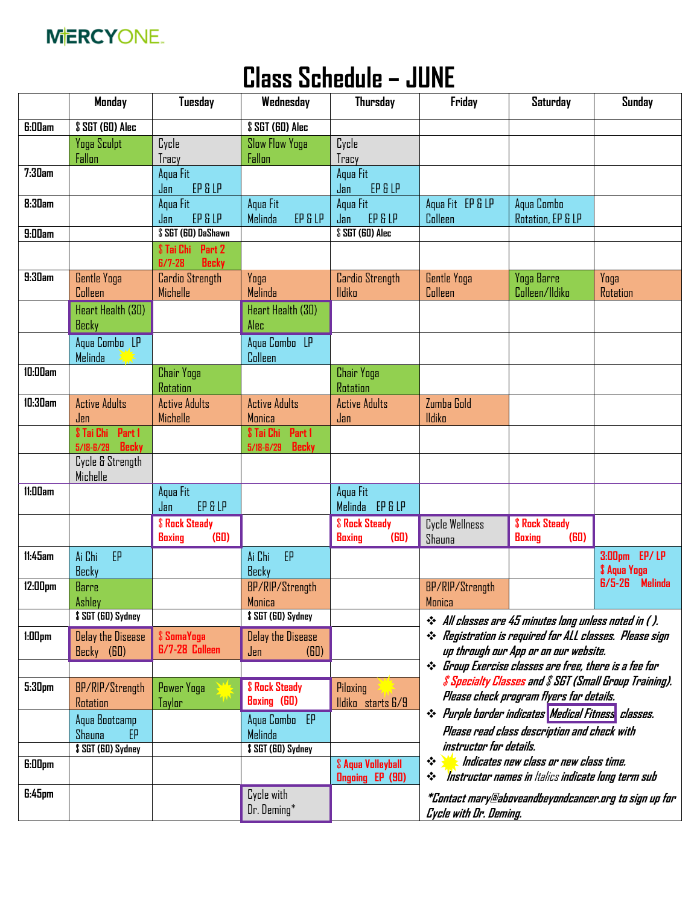MERCYONE

# Class Schedule – JUNE

| | Monday | Tuesday | Wednesday | Thursday | Friday | Saturday | Sunday |
|---|---|---|---|---|---|---|---|
| 6:00am | $ SGT (60) Alec | | $ SGT (60) Alec | | | | |
| | Yoga Sculpt Fallon | Cycle Tracy | Slow Flow Yoga Fallon | Cycle Tracy | | | |
| 7:30am | | Aqua Fit Jan EP & LP | | Aqua Fit Jan EP & LP | | | |
| 8:30am | | Aqua Fit Jan EP & LP | Aqua Fit Melinda EP & LP | Aqua Fit Jan EP & LP | Aqua Fit EP & LP Colleen | Aqua Combo Rotation, EP & LP | |
| 9:00am | | $ SGT (60) DaShawn | | $ SGT (60) Alec | | | |
| | | $ Tai Chi Part 2 6/7-28 Becky | | | | | |
| 9:30am | Gentle Yoga Colleen | Cardio Strength Michelle | Yoga Melinda | Cardio Strength Ildiko | Gentle Yoga Colleen | Yoga Barre Colleen/Ildiko | Yoga Rotation |
| | Heart Health (30) Becky | | Heart Health (30) Alec | | | | |
| | Aqua Combo LP Melinda | | Aqua Combo LP Colleen | | | | |
| 10:00am | | Chair Yoga Rotation | | Chair Yoga Rotation | | | |
| 10:30am | Active Adults Jen | Active Adults Michelle | Active Adults Monica | Active Adults Jan | Zumba Gold Ildiko | | |
| | $ Tai Chi Part 1 5/18-6/29 Becky | | $ Tai Chi Part 1 5/18-6/29 Becky | | | | |
| | Cycle & Strength Michelle | | | | | | |
| 11:00am | | Aqua Fit Jan EP & LP | | Aqua Fit Melinda EP & LP | | | |
| | | $ Rock Steady Boxing (60) | | $ Rock Steady Boxing (60) | Cycle Wellness Shauna | $ Rock Steady Boxing (60) | |
| 11:45am | Ai Chi EP Becky | | Ai Chi EP Becky | | | | 3:00pm EP/ LP $ Aqua Yoga 6/5-26 Melinda |
| 12:00pm | Barre Ashley | | BP/RIP/Strength Monica | | BP/RIP/Strength Monica | | |
| | $ SGT (60) Sydney | | $ SGT (60) Sydney | | | | |
| 1:00pm | Delay the Disease Becky (60) | $ SomaYoga 6/7-28 Colleen | Delay the Disease Jen (60) | | | | |
| 5:30pm | BP/RIP/Strength Rotation | Power Yoga Taylor | $ Rock Steady Boxing (60) | Piloxing Ildiko starts 6/9 | | | |
| | Aqua Bootcamp Shauna EP | | Aqua Combo EP Melinda | | | | |
| | $ SGT (60) Sydney | | $ SGT (60) Sydney | | | | |
| 6:00pm | | | | $ Aqua Volleyball Ongoing EP (90) | | | |
| 6:45pm | | | Cycle with Dr. Deming* | | | | |

- *All classes are 45 minutes long unless noted in ( ).*
- *Registration is required for ALL classes. Please sign up through our App or on our website.*
- *Group Exercise classes are free, there is a fee for $ Specialty Classes and $ SGT (Small Group Training). Please check program flyers for details.*
- *Purple border indicates Medical Fitness classes. Please read class description and check with instructor for details.*
- *(star) Indicates new class or new class time.*
- *Instructor names in Italics indicate long term sub*

*\*Contact mary@aboveandbeyondcancer.org to sign up for Cycle with Dr. Deming.*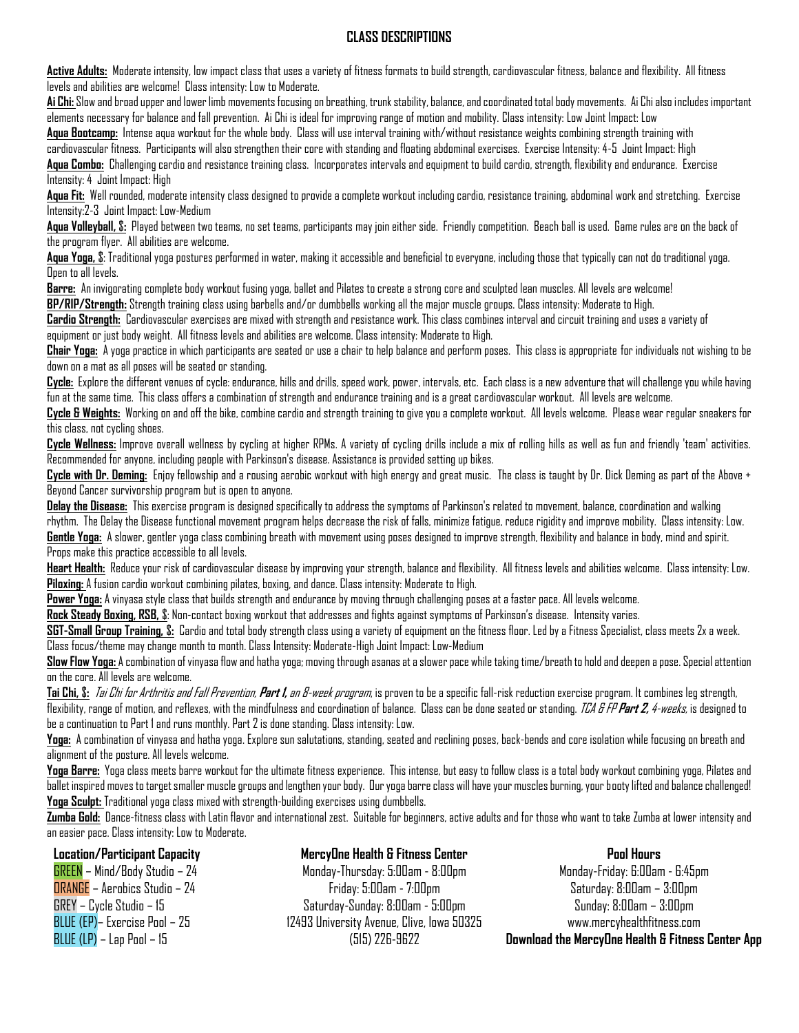## CLASS DESCRIPTIONS

**Active Adults:** Moderate intensity, low impact class that uses a variety of fitness formats to build strength, cardiovascular fitness, balance and flexibility. All fitness levels and abilities are welcome! Class intensity: Low to Moderate.

**Ai Chi:** Slow and broad upper and lower limb movements focusing on breathing, trunk stability, balance, and coordinated total body movements. Ai Chi also includes important elements necessary for balance and fall prevention. Ai Chi is ideal for improving range of motion and mobility. Class intensity: Low Joint Impact: Low

**Aqua Bootcamp:** Intense aqua workout for the whole body. Class will use interval training with/without resistance weights combining strength training with cardiovascular fitness. Participants will also strengthen their core with standing and floating abdominal exercises. Exercise Intensity: 4-5 Joint Impact: High

**Aqua Combo:** Challenging cardio and resistance training class. Incorporates intervals and equipment to build cardio, strength, flexibility and endurance. Exercise Intensity: 4 Joint Impact: High

**Aqua Fit:** Well rounded, moderate intensity class designed to provide a complete workout including cardio, resistance training, abdominal work and stretching. Exercise Intensity:2-3 Joint Impact: Low-Medium

**Aqua Volleyball, $:** Played between two teams, no set teams, participants may join either side. Friendly competition. Beach ball is used. Game rules are on the back of the program flyer. All abilities are welcome.

**Aqua Yoga, $**: Traditional yoga postures performed in water, making it accessible and beneficial to everyone, including those that typically can not do traditional yoga. Open to all levels.

**Barre:** An invigorating complete body workout fusing yoga, ballet and Pilates to create a strong core and sculpted lean muscles. All levels are welcome!

**BP/RIP/Strength:** Strength training class using barbells and/or dumbbells working all the major muscle groups. Class intensity: Moderate to High.

**Cardio Strength:** Cardiovascular exercises are mixed with strength and resistance work. This class combines interval and circuit training and uses a variety of equipment or just body weight. All fitness levels and abilities are welcome. Class intensity: Moderate to High.

**Chair Yoga:** A yoga practice in which participants are seated or use a chair to help balance and perform poses. This class is appropriate for individuals not wishing to be down on a mat as all poses will be seated or standing.

**Cycle:** Explore the different venues of cycle: endurance, hills and drills, speed work, power, intervals, etc. Each class is a new adventure that will challenge you while having fun at the same time. This class offers a combination of strength and endurance training and is a great cardiovascular workout. All levels are welcome.

**Cycle & Weights:** Working on and off the bike, combine cardio and strength training to give you a complete workout. All levels welcome. Please wear regular sneakers for this class, not cycling shoes.

**Cycle Wellness:** Improve overall wellness by cycling at higher RPMs. A variety of cycling drills include a mix of rolling hills as well as fun and friendly 'team' activities. Recommended for anyone, including people with Parkinson's disease. Assistance is provided setting up bikes.

**Cycle with Dr. Deming:** Enjoy fellowship and a rousing aerobic workout with high energy and great music. The class is taught by Dr. Dick Deming as part of the Above + Beyond Cancer survivorship program but is open to anyone.

**Delay the Disease:** This exercise program is designed specifically to address the symptoms of Parkinson's related to movement, balance, coordination and walking rhythm. The Delay the Disease functional movement program helps decrease the risk of falls, minimize fatigue, reduce rigidity and improve mobility. Class intensity: Low.

**Gentle Yoga:** A slower, gentler yoga class combining breath with movement using poses designed to improve strength, flexibility and balance in body, mind and spirit. Props make this practice accessible to all levels.

**Heart Health:** Reduce your risk of cardiovascular disease by improving your strength, balance and flexibility. All fitness levels and abilities welcome. Class intensity: Low.

**Piloxing:** A fusion cardio workout combining pilates, boxing, and dance. Class intensity: Moderate to High.

**Power Yoga:** A vinyasa style class that builds strength and endurance by moving through challenging poses at a faster pace. All levels welcome.

**Rock Steady Boxing, RSB, $**: Non-contact boxing workout that addresses and fights against symptoms of Parkinson's disease. Intensity varies.

**SGT-Small Group Training, $:** Cardio and total body strength class using a variety of equipment on the fitness floor. Led by a Fitness Specialist, class meets 2x a week. Class focus/theme may change month to month. Class Intensity: Moderate-High Joint Impact: Low-Medium

**Slow Flow Yoga:** A combination of vinyasa flow and hatha yoga; moving through asanas at a slower pace while taking time/breath to hold and deepen a pose. Special attention on the core. All levels are welcome.

**Tai Chi, $:** *Tai Chi for Arthritis and Fall Prevention, **Part 1,** an 8-week program*, is proven to be a specific fall-risk reduction exercise program. It combines leg strength, flexibility, range of motion, and reflexes, with the mindfulness and coordination of balance. Class can be done seated or standing. *TCA & FP **Part 2,** 4-weeks*, is designed to be a continuation to Part 1 and runs monthly. Part 2 is done standing. Class intensity: Low.

**Yoga:** A combination of vinyasa and hatha yoga. Explore sun salutations, standing, seated and reclining poses, back-bends and core isolation while focusing on breath and alignment of the posture. All levels welcome.

**Yoga Barre:** Yoga class meets barre workout for the ultimate fitness experience. This intense, but easy to follow class is a total body workout combining yoga, Pilates and ballet inspired moves to target smaller muscle groups and lengthen your body. Our yoga barre class will have your muscles burning, your booty lifted and balance challenged!

**Yoga Sculpt:** Traditional yoga class mixed with strength-building exercises using dumbbells.

**Zumba Gold:** Dance-fitness class with Latin flavor and international zest. Suitable for beginners, active adults and for those who want to take Zumba at lower intensity and an easier pace. Class intensity: Low to Moderate.

**Location/Participant Capacity**

GREEN – Mind/Body Studio – 24
ORANGE – Aerobics Studio – 24
GREY – Cycle Studio – 15
BLUE (EP)– Exercise Pool – 25
BLUE (LP) – Lap Pool – 15

**MercyOne Health & Fitness Center**

Monday-Thursday: 5:00am - 8:00pm
Friday: 5:00am - 7:00pm
Saturday-Sunday: 8:00am - 5:00pm
12493 University Avenue, Clive, Iowa 50325
(515) 226-9622

**Pool Hours**

Monday-Friday: 6:00am - 6:45pm
Saturday: 8:00am – 3:00pm
Sunday: 8:00am – 3:00pm
www.mercyhealthfitness.com

**Download the MercyOne Health & Fitness Center App**